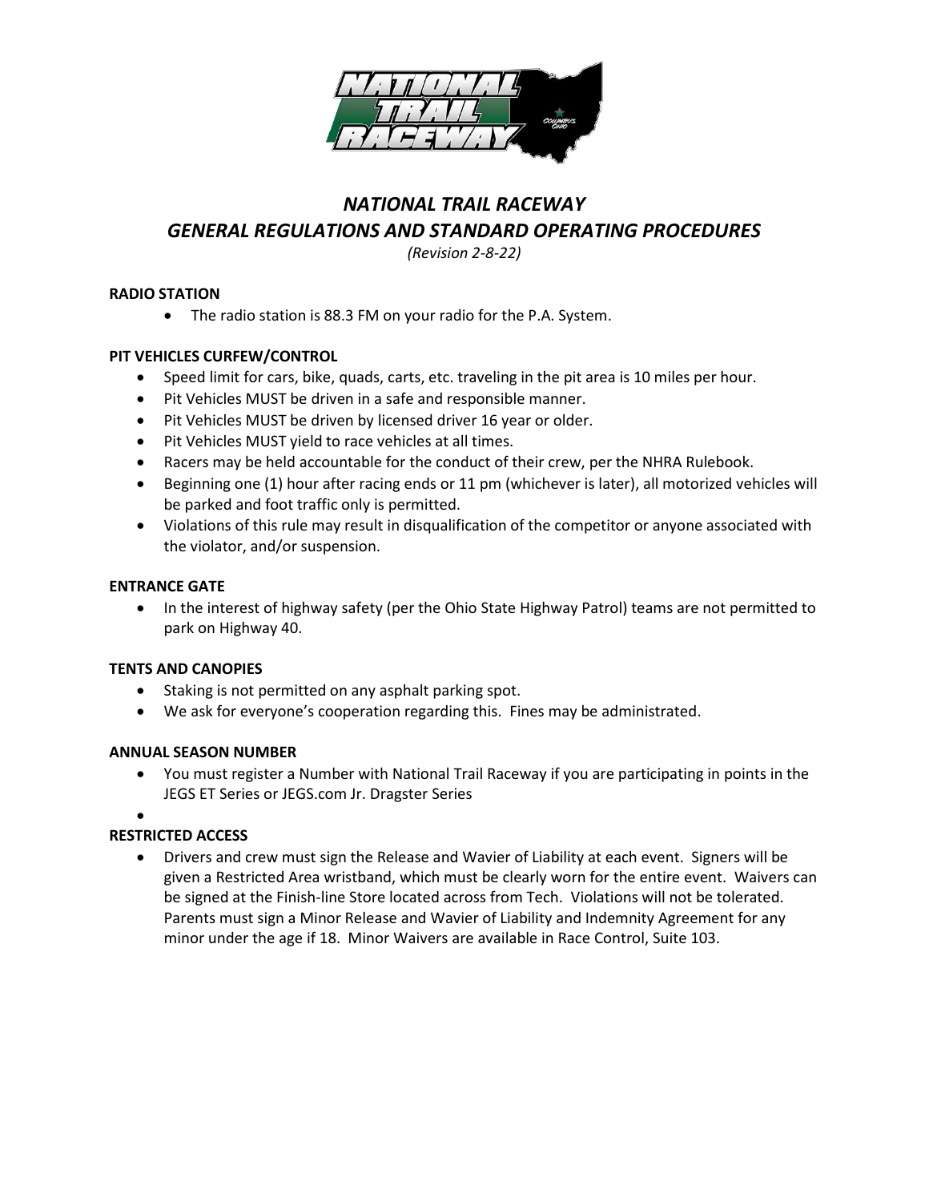# *NATIONAL TRAIL RACEWAY*
## *GENERAL REGULATIONS AND STANDARD OPERATING PROCEDURES*

*(Revision 2-8-22)*

**RADIO STATION**

- The radio station is 88.3 FM on your radio for the P.A. System.

**PIT VEHICLES CURFEW/CONTROL**

- Speed limit for cars, bike, quads, carts, etc. traveling in the pit area is 10 miles per hour.
- Pit Vehicles MUST be driven in a safe and responsible manner.
- Pit Vehicles MUST be driven by licensed driver 16 year or older.
- Pit Vehicles MUST yield to race vehicles at all times.
- Racers may be held accountable for the conduct of their crew, per the NHRA Rulebook.
- Beginning one (1) hour after racing ends or 11 pm (whichever is later), all motorized vehicles will be parked and foot traffic only is permitted.
- Violations of this rule may result in disqualification of the competitor or anyone associated with the violator, and/or suspension.

**ENTRANCE GATE**

- In the interest of highway safety (per the Ohio State Highway Patrol) teams are not permitted to park on Highway 40.

**TENTS AND CANOPIES**

- Staking is not permitted on any asphalt parking spot.
- We ask for everyone's cooperation regarding this. Fines may be administrated.

**ANNUAL SEASON NUMBER**

- You must register a Number with National Trail Raceway if you are participating in points in the JEGS ET Series or JEGS.com Jr. Dragster Series

**RESTRICTED ACCESS**

- Drivers and crew must sign the Release and Wavier of Liability at each event. Signers will be given a Restricted Area wristband, which must be clearly worn for the entire event. Waivers can be signed at the Finish-line Store located across from Tech. Violations will not be tolerated. Parents must sign a Minor Release and Wavier of Liability and Indemnity Agreement for any minor under the age if 18. Minor Waivers are available in Race Control, Suite 103.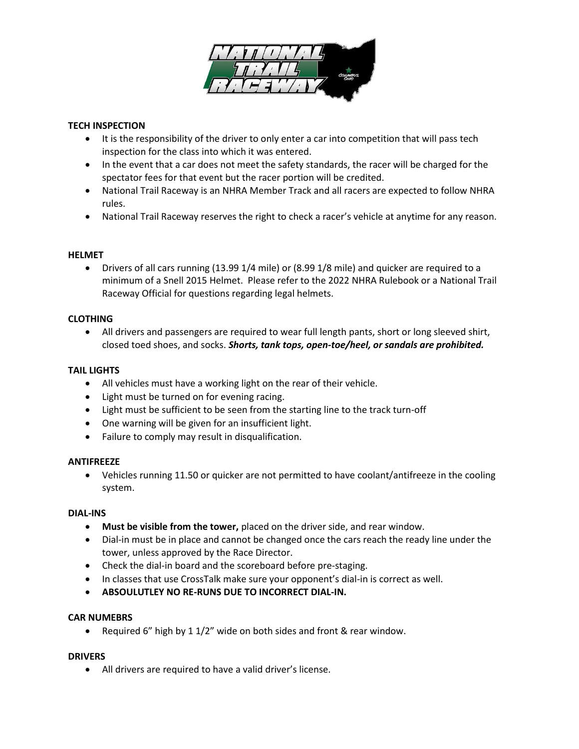## TECH INSPECTION

- It is the responsibility of the driver to only enter a car into competition that will pass tech inspection for the class into which it was entered.
- In the event that a car does not meet the safety standards, the racer will be charged for the spectator fees for that event but the racer portion will be credited.
- National Trail Raceway is an NHRA Member Track and all racers are expected to follow NHRA rules.
- National Trail Raceway reserves the right to check a racer's vehicle at anytime for any reason.

## HELMET

- Drivers of all cars running (13.99 1/4 mile) or (8.99 1/8 mile) and quicker are required to a minimum of a Snell 2015 Helmet. Please refer to the 2022 NHRA Rulebook or a National Trail Raceway Official for questions regarding legal helmets.

## CLOTHING

- All drivers and passengers are required to wear full length pants, short or long sleeved shirt, closed toed shoes, and socks. ***Shorts, tank tops, open-toe/heel, or sandals are prohibited.***

## TAIL LIGHTS

- All vehicles must have a working light on the rear of their vehicle.
- Light must be turned on for evening racing.
- Light must be sufficient to be seen from the starting line to the track turn-off
- One warning will be given for an insufficient light.
- Failure to comply may result in disqualification.

## ANTIFREEZE

- Vehicles running 11.50 or quicker are not permitted to have coolant/antifreeze in the cooling system.

## DIAL-INS

- **Must be visible from the tower,** placed on the driver side, and rear window.
- Dial-in must be in place and cannot be changed once the cars reach the ready line under the tower, unless approved by the Race Director.
- Check the dial-in board and the scoreboard before pre-staging.
- In classes that use CrossTalk make sure your opponent's dial-in is correct as well.
- **ABSOULUTLEY NO RE-RUNS DUE TO INCORRECT DIAL-IN.**

## CAR NUMEBRS

- Required 6" high by 1 1/2" wide on both sides and front & rear window.

## DRIVERS

- All drivers are required to have a valid driver's license.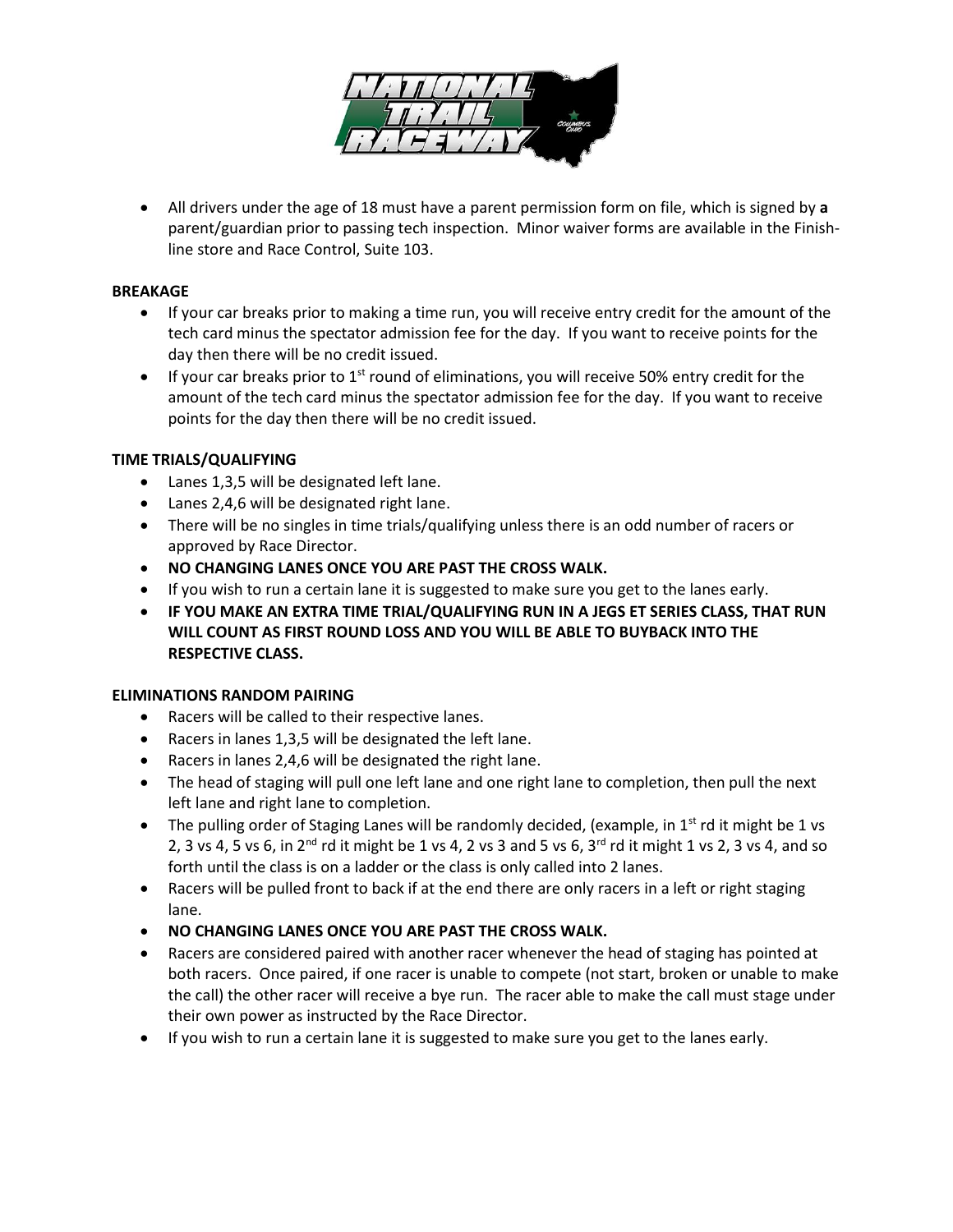- All drivers under the age of 18 must have a parent permission form on file, which is signed by **a** parent/guardian prior to passing tech inspection. Minor waiver forms are available in the Finish-line store and Race Control, Suite 103.

**BREAKAGE**

- If your car breaks prior to making a time run, you will receive entry credit for the amount of the tech card minus the spectator admission fee for the day. If you want to receive points for the day then there will be no credit issued.
- If your car breaks prior to 1st round of eliminations, you will receive 50% entry credit for the amount of the tech card minus the spectator admission fee for the day. If you want to receive points for the day then there will be no credit issued.

**TIME TRIALS/QUALIFYING**

- Lanes 1,3,5 will be designated left lane.
- Lanes 2,4,6 will be designated right lane.
- There will be no singles in time trials/qualifying unless there is an odd number of racers or approved by Race Director.
- **NO CHANGING LANES ONCE YOU ARE PAST THE CROSS WALK.**
- If you wish to run a certain lane it is suggested to make sure you get to the lanes early.
- **IF YOU MAKE AN EXTRA TIME TRIAL/QUALIFYING RUN IN A JEGS ET SERIES CLASS, THAT RUN WILL COUNT AS FIRST ROUND LOSS AND YOU WILL BE ABLE TO BUYBACK INTO THE RESPECTIVE CLASS.**

**ELIMINATIONS RANDOM PAIRING**

- Racers will be called to their respective lanes.
- Racers in lanes 1,3,5 will be designated the left lane.
- Racers in lanes 2,4,6 will be designated the right lane.
- The head of staging will pull one left lane and one right lane to completion, then pull the next left lane and right lane to completion.
- The pulling order of Staging Lanes will be randomly decided, (example, in 1st rd it might be 1 vs 2, 3 vs 4, 5 vs 6, in 2nd rd it might be 1 vs 4, 2 vs 3 and 5 vs 6, 3rd rd it might 1 vs 2, 3 vs 4, and so forth until the class is on a ladder or the class is only called into 2 lanes.
- Racers will be pulled front to back if at the end there are only racers in a left or right staging lane.
- **NO CHANGING LANES ONCE YOU ARE PAST THE CROSS WALK.**
- Racers are considered paired with another racer whenever the head of staging has pointed at both racers. Once paired, if one racer is unable to compete (not start, broken or unable to make the call) the other racer will receive a bye run. The racer able to make the call must stage under their own power as instructed by the Race Director.
- If you wish to run a certain lane it is suggested to make sure you get to the lanes early.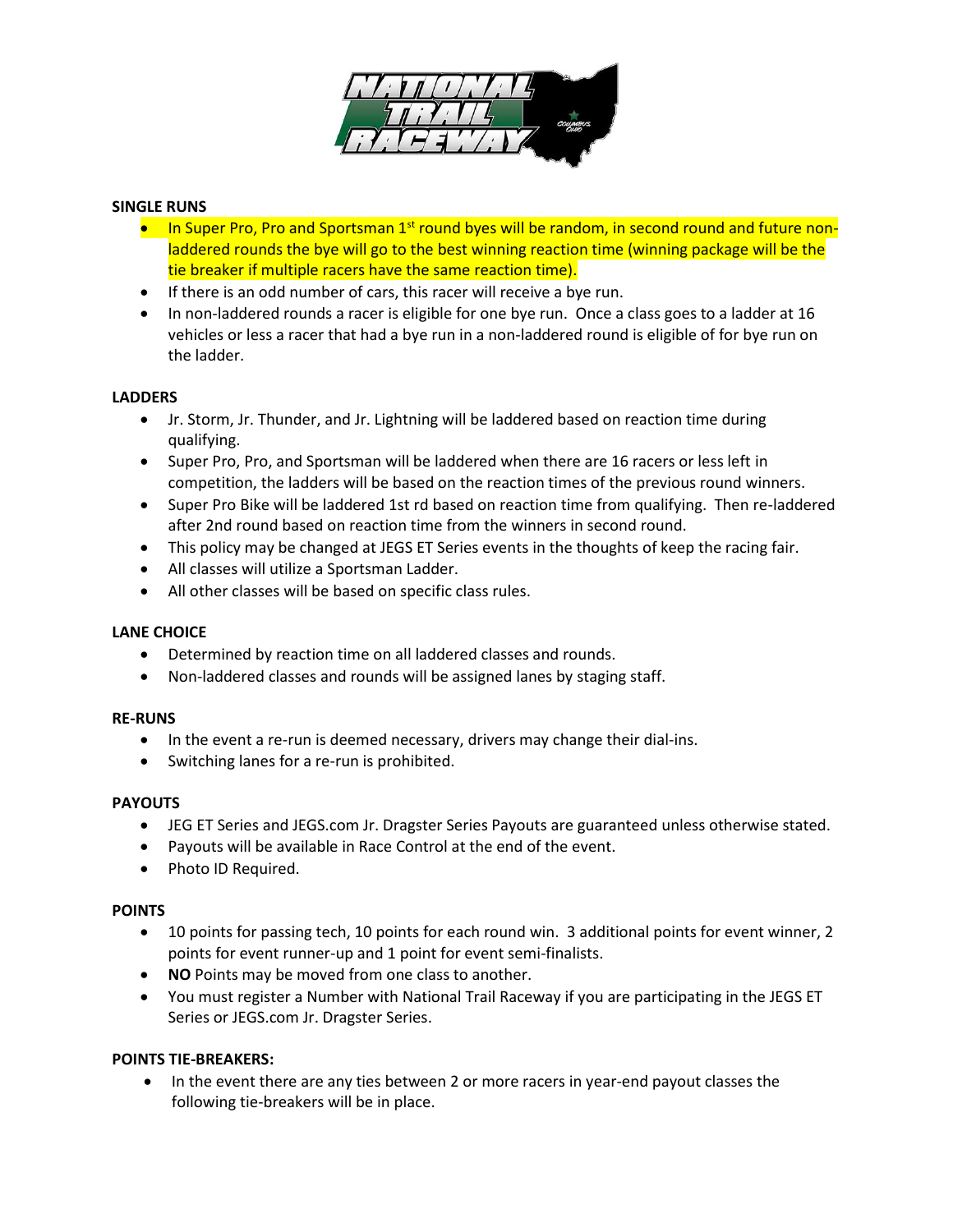**SINGLE RUNS**

- In Super Pro, Pro and Sportsman 1st round byes will be random, in second round and future non-laddered rounds the bye will go to the best winning reaction time (winning package will be the tie breaker if multiple racers have the same reaction time).
- If there is an odd number of cars, this racer will receive a bye run.
- In non-laddered rounds a racer is eligible for one bye run. Once a class goes to a ladder at 16 vehicles or less a racer that had a bye run in a non-laddered round is eligible of for bye run on the ladder.

**LADDERS**

- Jr. Storm, Jr. Thunder, and Jr. Lightning will be laddered based on reaction time during qualifying.
- Super Pro, Pro, and Sportsman will be laddered when there are 16 racers or less left in competition, the ladders will be based on the reaction times of the previous round winners.
- Super Pro Bike will be laddered 1st rd based on reaction time from qualifying. Then re-laddered after 2nd round based on reaction time from the winners in second round.
- This policy may be changed at JEGS ET Series events in the thoughts of keep the racing fair.
- All classes will utilize a Sportsman Ladder.
- All other classes will be based on specific class rules.

**LANE CHOICE**

- Determined by reaction time on all laddered classes and rounds.
- Non-laddered classes and rounds will be assigned lanes by staging staff.

**RE-RUNS**

- In the event a re-run is deemed necessary, drivers may change their dial-ins.
- Switching lanes for a re-run is prohibited.

**PAYOUTS**

- JEG ET Series and JEGS.com Jr. Dragster Series Payouts are guaranteed unless otherwise stated.
- Payouts will be available in Race Control at the end of the event.
- Photo ID Required.

**POINTS**

- 10 points for passing tech, 10 points for each round win. 3 additional points for event winner, 2 points for event runner-up and 1 point for event semi-finalists.
- **NO** Points may be moved from one class to another.
- You must register a Number with National Trail Raceway if you are participating in the JEGS ET Series or JEGS.com Jr. Dragster Series.

**POINTS TIE-BREAKERS:**

- In the event there are any ties between 2 or more racers in year-end payout classes the following tie-breakers will be in place.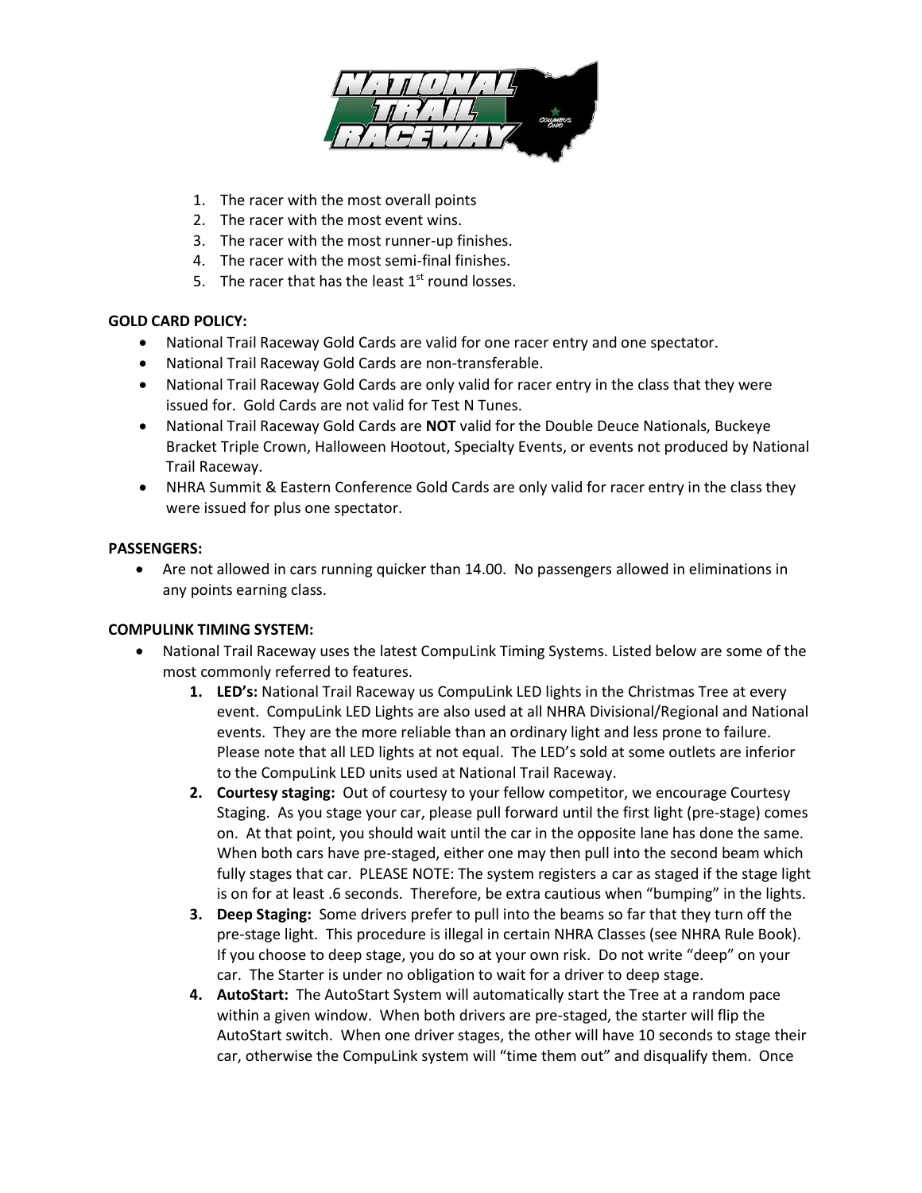1. The racer with the most overall points
2. The racer with the most event wins.
3. The racer with the most runner-up finishes.
4. The racer with the most semi-final finishes.
5. The racer that has the least 1st round losses.

**GOLD CARD POLICY:**

- National Trail Raceway Gold Cards are valid for one racer entry and one spectator.
- National Trail Raceway Gold Cards are non-transferable.
- National Trail Raceway Gold Cards are only valid for racer entry in the class that they were issued for. Gold Cards are not valid for Test N Tunes.
- National Trail Raceway Gold Cards are **NOT** valid for the Double Deuce Nationals, Buckeye Bracket Triple Crown, Halloween Hootout, Specialty Events, or events not produced by National Trail Raceway.
- NHRA Summit & Eastern Conference Gold Cards are only valid for racer entry in the class they were issued for plus one spectator.

**PASSENGERS:**

- Are not allowed in cars running quicker than 14.00. No passengers allowed in eliminations in any points earning class.

**COMPULINK TIMING SYSTEM:**

- National Trail Raceway uses the latest CompuLink Timing Systems. Listed below are some of the most commonly referred to features.
    1. **LED's:** National Trail Raceway us CompuLink LED lights in the Christmas Tree at every event. CompuLink LED Lights are also used at all NHRA Divisional/Regional and National events. They are the more reliable than an ordinary light and less prone to failure. Please note that all LED lights at not equal. The LED's sold at some outlets are inferior to the CompuLink LED units used at National Trail Raceway.
    2. **Courtesy staging:** Out of courtesy to your fellow competitor, we encourage Courtesy Staging. As you stage your car, please pull forward until the first light (pre-stage) comes on. At that point, you should wait until the car in the opposite lane has done the same. When both cars have pre-staged, either one may then pull into the second beam which fully stages that car. PLEASE NOTE: The system registers a car as staged if the stage light is on for at least .6 seconds. Therefore, be extra cautious when "bumping" in the lights.
    3. **Deep Staging:** Some drivers prefer to pull into the beams so far that they turn off the pre-stage light. This procedure is illegal in certain NHRA Classes (see NHRA Rule Book). If you choose to deep stage, you do so at your own risk. Do not write "deep" on your car. The Starter is under no obligation to wait for a driver to deep stage.
    4. **AutoStart:** The AutoStart System will automatically start the Tree at a random pace within a given window. When both drivers are pre-staged, the starter will flip the AutoStart switch. When one driver stages, the other will have 10 seconds to stage their car, otherwise the CompuLink system will "time them out" and disqualify them. Once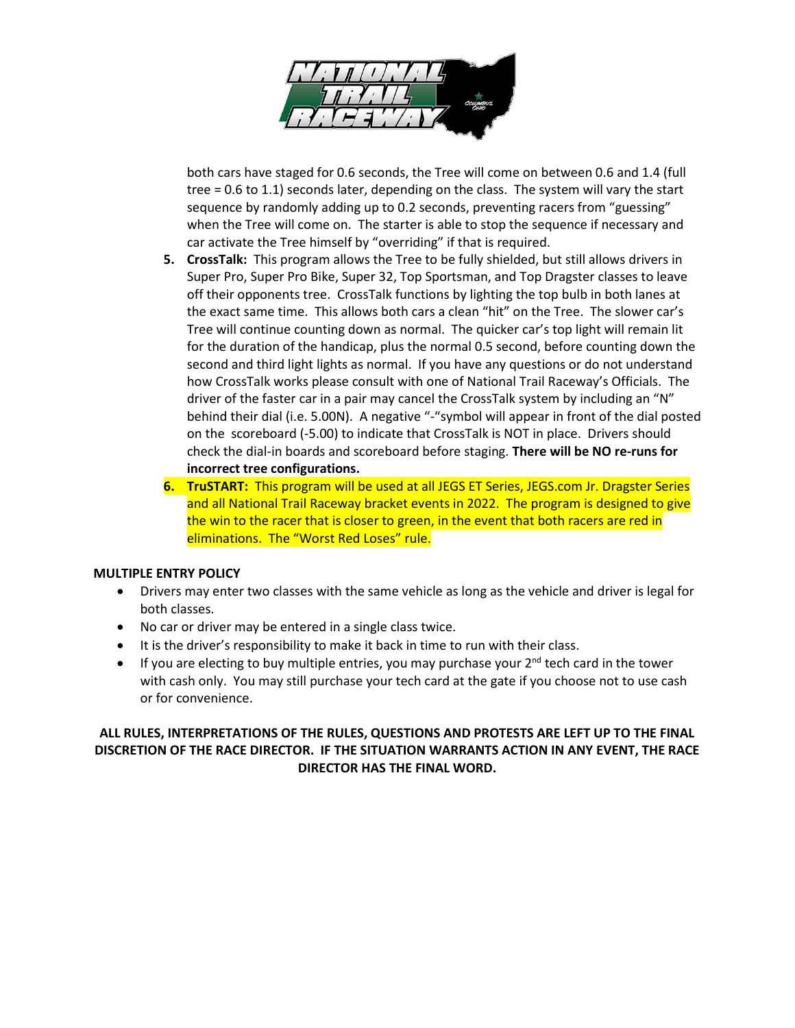both cars have staged for 0.6 seconds, the Tree will come on between 0.6 and 1.4 (full tree = 0.6 to 1.1) seconds later, depending on the class. The system will vary the start sequence by randomly adding up to 0.2 seconds, preventing racers from "guessing" when the Tree will come on. The starter is able to stop the sequence if necessary and car activate the Tree himself by "overriding" if that is required.

5. **CrossTalk:** This program allows the Tree to be fully shielded, but still allows drivers in Super Pro, Super Pro Bike, Super 32, Top Sportsman, and Top Dragster classes to leave off their opponents tree. CrossTalk functions by lighting the top bulb in both lanes at the exact same time. This allows both cars a clean "hit" on the Tree. The slower car's Tree will continue counting down as normal. The quicker car's top light will remain lit for the duration of the handicap, plus the normal 0.5 second, before counting down the second and third light lights as normal. If you have any questions or do not understand how CrossTalk works please consult with one of National Trail Raceway's Officials. The driver of the faster car in a pair may cancel the CrossTalk system by including an "N" behind their dial (i.e. 5.00N). A negative "-"symbol will appear in front of the dial posted on the scoreboard (-5.00) to indicate that CrossTalk is NOT in place. Drivers should check the dial-in boards and scoreboard before staging. **There will be NO re-runs for incorrect tree configurations.**
6. **TruSTART:** This program will be used at all JEGS ET Series, JEGS.com Jr. Dragster Series and all National Trail Raceway bracket events in 2022. The program is designed to give the win to the racer that is closer to green, in the event that both racers are red in eliminations. The "Worst Red Loses" rule.

**MULTIPLE ENTRY POLICY**

- Drivers may enter two classes with the same vehicle as long as the vehicle and driver is legal for both classes.
- No car or driver may be entered in a single class twice.
- It is the driver's responsibility to make it back in time to run with their class.
- If you are electing to buy multiple entries, you may purchase your 2nd tech card in the tower with cash only. You may still purchase your tech card at the gate if you choose not to use cash or for convenience.

**ALL RULES, INTERPRETATIONS OF THE RULES, QUESTIONS AND PROTESTS ARE LEFT UP TO THE FINAL DISCRETION OF THE RACE DIRECTOR. IF THE SITUATION WARRANTS ACTION IN ANY EVENT, THE RACE DIRECTOR HAS THE FINAL WORD.**